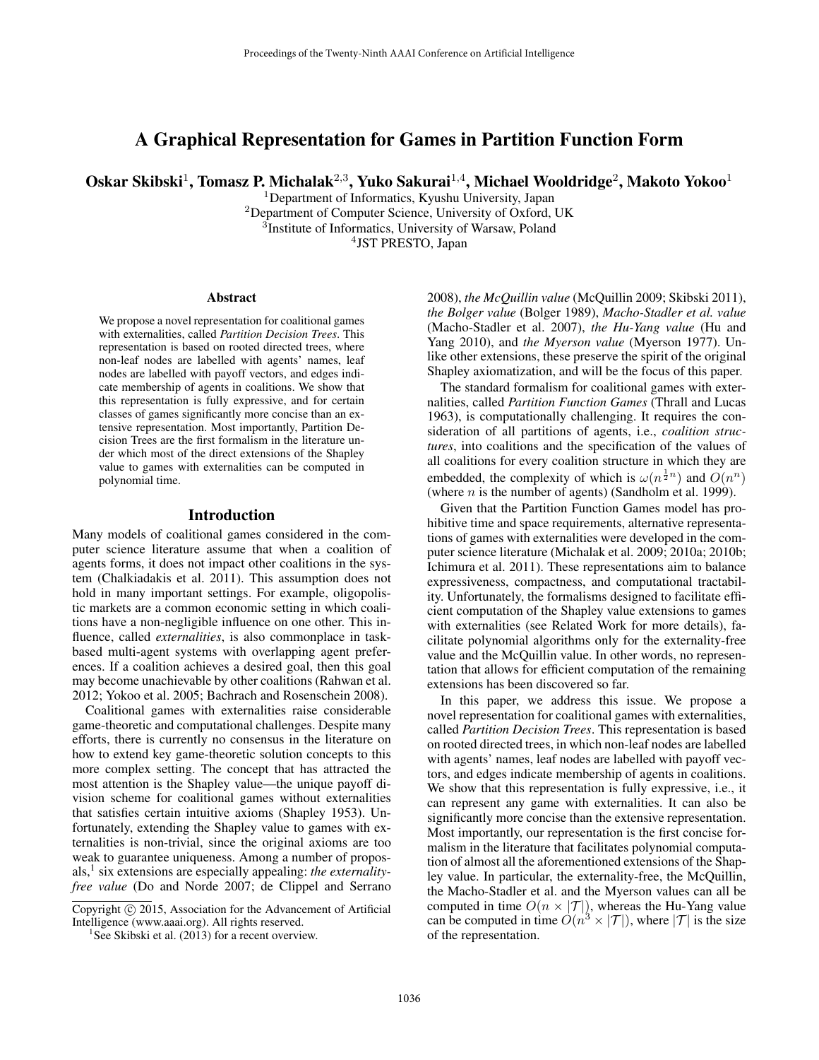# A Graphical Representation for Games in Partition Function Form

**Oskar Skibski[1], Tomasz P. Michalak[2,3], Yuko Sakurai[1,4], Michael Wooldridge[2], Makoto Yokoo[1]**

[1]Department of Informatics, Kyushu University, Japan
[2]Department of Computer Science, University of Oxford, UK
[3]Institute of Informatics, University of Warsaw, Poland
[4]JST PRESTO, Japan

## Abstract

We propose a novel representation for coalitional games with externalities, called *Partition Decision Trees*. This representation is based on rooted directed trees, where non-leaf nodes are labelled with agents' names, leaf nodes are labelled with payoff vectors, and edges indicate membership of agents in coalitions. We show that this representation is fully expressive, and for certain classes of games significantly more concise than an extensive representation. Most importantly, Partition Decision Trees are the first formalism in the literature under which most of the direct extensions of the Shapley value to games with externalities can be computed in polynomial time.

## Introduction

Many models of coalitional games considered in the computer science literature assume that when a coalition of agents forms, it does not impact other coalitions in the system (Chalkiadakis et al. 2011). This assumption does not hold in many important settings. For example, oligopolistic markets are a common economic setting in which coalitions have a non-negligible influence on one other. This influence, called *externalities*, is also commonplace in task-based multi-agent systems with overlapping agent preferences. If a coalition achieves a desired goal, then this goal may become unachievable by other coalitions (Rahwan et al. 2012; Yokoo et al. 2005; Bachrach and Rosenschein 2008).

Coalitional games with externalities raise considerable game-theoretic and computational challenges. Despite many efforts, there is currently no consensus in the literature on how to extend key game-theoretic solution concepts to this more complex setting. The concept that has attracted the most attention is the Shapley value—the unique payoff division scheme for coalitional games without externalities that satisfies certain intuitive axioms (Shapley 1953). Unfortunately, extending the Shapley value to games with externalities is non-trivial, since the original axioms are too weak to guarantee uniqueness. Among a number of proposals,[1] six extensions are especially appealing: *the externality-free value* (Do and Norde 2007; de Clippel and Serrano 2008), *the McQuillin value* (McQuillin 2009; Skibski 2011), *the Bolger value* (Bolger 1989), *Macho-Stadler et al. value* (Macho-Stadler et al. 2007), *the Hu-Yang value* (Hu and Yang 2010), and *the Myerson value* (Myerson 1977). Unlike other extensions, these preserve the spirit of the original Shapley axiomatization, and will be the focus of this paper.

The standard formalism for coalitional games with externalities, called *Partition Function Games* (Thrall and Lucas 1963), is computationally challenging. It requires the consideration of all partitions of agents, i.e., *coalition structures*, into coalitions and the specification of the values of all coalitions for every coalition structure in which they are embedded, the complexity of which is $\omega(n^{\frac{1}{2}n})$ and $O(n^n)$ (where $n$ is the number of agents) (Sandholm et al. 1999).

Given that the Partition Function Games model has prohibitive time and space requirements, alternative representations of games with externalities were developed in the computer science literature (Michalak et al. 2009; 2010a; 2010b; Ichimura et al. 2011). These representations aim to balance expressiveness, compactness, and computational tractability. Unfortunately, the formalisms designed to facilitate efficient computation of the Shapley value extensions to games with externalities (see Related Work for more details), facilitate polynomial algorithms only for the externality-free value and the McQuillin value. In other words, no representation that allows for efficient computation of the remaining extensions has been discovered so far.

In this paper, we address this issue. We propose a novel representation for coalitional games with externalities, called *Partition Decision Trees*. This representation is based on rooted directed trees, in which non-leaf nodes are labelled with agents' names, leaf nodes are labelled with payoff vectors, and edges indicate membership of agents in coalitions. We show that this representation is fully expressive, i.e., it can represent any game with externalities. It can also be significantly more concise than the extensive representation. Most importantly, our representation is the first concise formalism in the literature that facilitates polynomial computation of almost all the aforementioned extensions of the Shapley value. In particular, the externality-free, the McQuillin, the Macho-Stadler et al. and the Myerson values can all be computed in time $O(n \times |\mathcal{T}|)$, whereas the Hu-Yang value can be computed in time $O(n^3 \times |\mathcal{T}|)$, where $|\mathcal{T}|$ is the size of the representation.

Copyright © 2015, Association for the Advancement of Artificial Intelligence (www.aaai.org). All rights reserved.

[1]See Skibski et al. (2013) for a recent overview.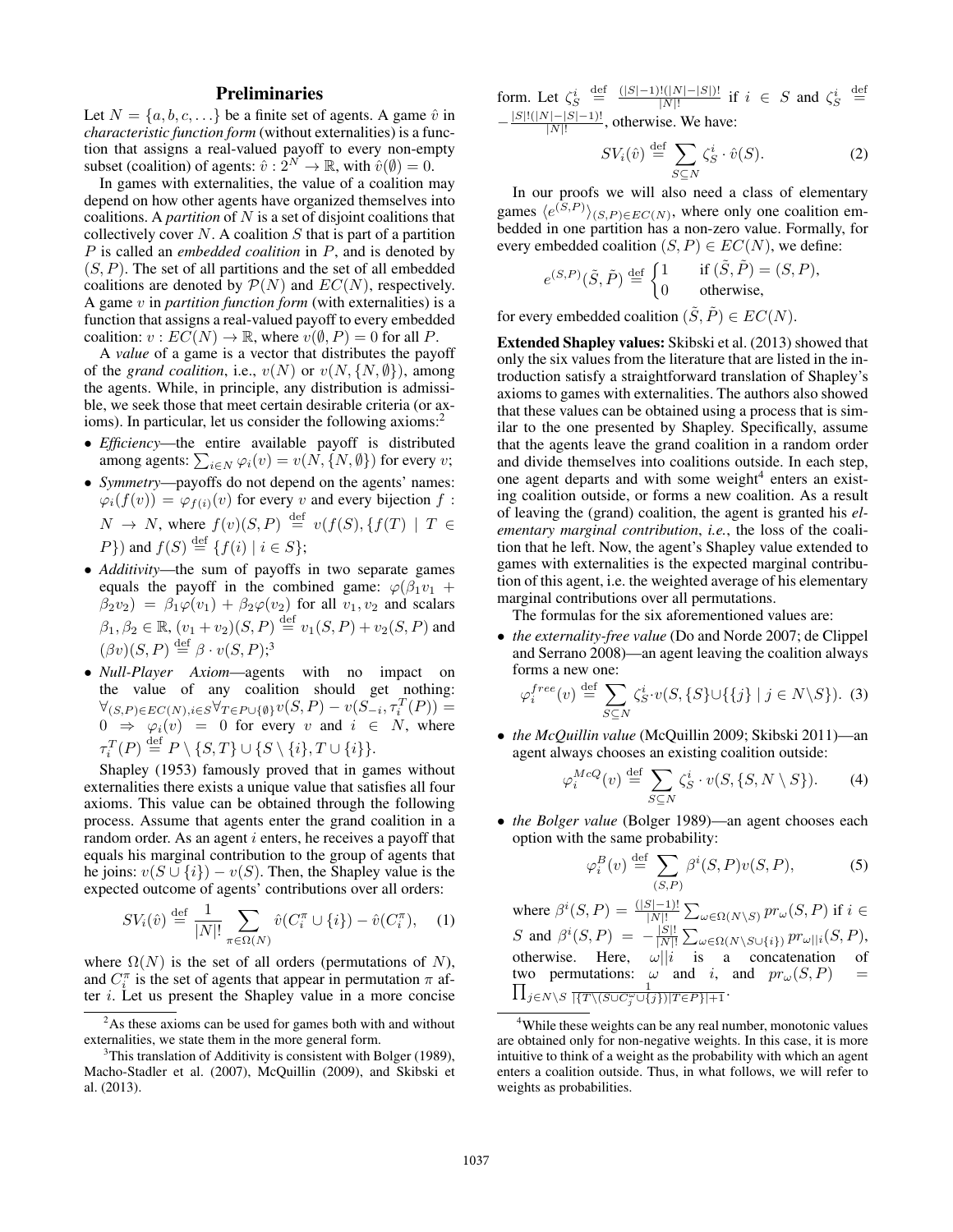## Preliminaries

Let $N = \{a, b, c, \ldots\}$ be a finite set of agents. A game $\hat{v}$ in *characteristic function form* (without externalities) is a function that assigns a real-valued payoff to every non-empty subset (coalition) of agents: $\hat{v} : 2^N \to \mathbb{R}$, with $\hat{v}(\emptyset) = 0$.

In games with externalities, the value of a coalition may depend on how other agents have organized themselves into coalitions. A *partition* of $N$ is a set of disjoint coalitions that collectively cover $N$. A coalition $S$ that is part of a partition $P$ is called an *embedded coalition* in $P$, and is denoted by $(S, P)$. The set of all partitions and the set of all embedded coalitions are denoted by $\mathcal{P}(N)$ and $EC(N)$, respectively. A game $v$ in *partition function form* (with externalities) is a function that assigns a real-valued payoff to every embedded coalition: $v : EC(N) \to \mathbb{R}$, where $v(\emptyset, P) = 0$ for all $P$.

A *value* of a game is a vector that distributes the payoff of the *grand coalition*, i.e., $v(N)$ or $v(N, \{N, \emptyset\})$, among the agents. While, in principle, any distribution is admissible, we seek those that meet certain desirable criteria (or axioms). In particular, let us consider the following axioms:[2]

- *Efficiency*—the entire available payoff is distributed among agents: $\sum_{i \in N} \varphi_i(v) = v(N, \{N, \emptyset\})$ for every $v$;
- *Symmetry*—payoffs do not depend on the agents' names: $\varphi_i(f(v)) = \varphi_{f(i)}(v)$ for every $v$ and every bijection $f : N \to N$, where $f(v)(S, P) \stackrel{\text{def}}{=} v(f(S), \{f(T) \mid T \in P\})$ and $f(S) \stackrel{\text{def}}{=} \{f(i) \mid i \in S\}$;
- *Additivity*—the sum of payoffs in two separate games equals the payoff in the combined game: $\varphi(\beta_1 v_1 + \beta_2 v_2) = \beta_1 \varphi(v_1) + \beta_2 \varphi(v_2)$ for all $v_1, v_2$ and scalars $\beta_1, \beta_2 \in \mathbb{R}$, $(v_1 + v_2)(S, P) \stackrel{\text{def}}{=} v_1(S, P) + v_2(S, P)$ and $(\beta v)(S, P) \stackrel{\text{def}}{=} \beta \cdot v(S, P)$;[3]
- *Null-Player Axiom*—agents with no impact on the value of any coalition should get nothing: $\forall_{(S,P) \in EC(N), i \in S} \forall_{T \in P \cup \{\emptyset\}} v(S, P) - v(S_{-i}, \tau_i^T(P)) = 0 \Rightarrow \varphi_i(v) = 0$ for every $v$ and $i \in N$, where $\tau_i^T(P) \stackrel{\text{def}}{=} P \setminus \{S, T\} \cup \{S \setminus \{i\}, T \cup \{i\}\}$.

Shapley (1953) famously proved that in games without externalities there exists a unique value that satisfies all four axioms. This value can be obtained through the following process. Assume that agents enter the grand coalition in a random order. As an agent $i$ enters, he receives a payoff that equals his marginal contribution to the group of agents that he joins: $v(S \cup \{i\}) - v(S)$. Then, the Shapley value is the expected outcome of agents' contributions over all orders:

$$SV_i(\hat{v}) \stackrel{\text{def}}{=} \frac{1}{|N|!} \sum_{\pi \in \Omega(N)} \hat{v}(C_i^\pi \cup \{i\}) - \hat{v}(C_i^\pi), \quad (1)$$

where $\Omega(N)$ is the set of all orders (permutations of $N$), and $C_i^\pi$ is the set of agents that appear in permutation $\pi$ after $i$. Let us present the Shapley value in a more concise form. Let $\zeta_S^i \stackrel{\text{def}}{=} \frac{(|S|-1)!(|N|-|S|)!}{|N|!}$ if $i \in S$ and $\zeta_S^i \stackrel{\text{def}}{=} -\frac{|S|!(|N|-|S|-1)!}{|N|!}$, otherwise. We have:

$$SV_i(\hat{v}) \stackrel{\text{def}}{=} \sum_{S \subseteq N} \zeta_S^i \cdot \hat{v}(S). \quad (2)$$

In our proofs we will also need a class of elementary games $\langle e^{(S,P)} \rangle_{(S,P) \in EC(N)}$, where only one coalition embedded in one partition has a non-zero value. Formally, for every embedded coalition $(S, P) \in EC(N)$, we define:

$$e^{(S,P)}(\tilde{S}, \tilde{P}) \stackrel{\text{def}}{=} \begin{cases} 1 & \text{if } (\tilde{S}, \tilde{P}) = (S, P), \\ 0 & \text{otherwise,} \end{cases}$$

for every embedded coalition $(\tilde{S}, \tilde{P}) \in EC(N)$.

**Extended Shapley values:** Skibski et al. (2013) showed that only the six values from the literature that are listed in the introduction satisfy a straightforward translation of Shapley's axioms to games with externalities. The authors also showed that these values can be obtained using a process that is similar to the one presented by Shapley. Specifically, assume that the agents leave the grand coalition in a random order and divide themselves into coalitions outside. In each step, one agent departs and with some weight[4] enters an existing coalition outside, or forms a new coalition. As a result of leaving the (grand) coalition, the agent is granted his *elementary marginal contribution*, *i.e.*, the loss of the coalition that he left. Now, the agent's Shapley value extended to games with externalities is the expected marginal contribution of this agent, i.e. the weighted average of his elementary marginal contributions over all permutations.

The formulas for the six aforementioned values are:

- *the externality-free value* (Do and Norde 2007; de Clippel and Serrano 2008)—an agent leaving the coalition always forms a new one:
$$\varphi_i^{free}(v) \stackrel{\text{def}}{=} \sum_{S \subseteq N} \zeta_S^i \cdot v(S, \{S\} \cup \{\{j\} \mid j \in N \setminus S\}). \quad (3)$$
- *the McQuillin value* (McQuillin 2009; Skibski 2011)—an agent always chooses an existing coalition outside:
$$\varphi_i^{McQ}(v) \stackrel{\text{def}}{=} \sum_{S \subseteq N} \zeta_S^i \cdot v(S, \{S, N \setminus S\}). \quad (4)$$
- *the Bolger value* (Bolger 1989)—an agent chooses each option with the same probability:
$$\varphi_i^B(v) \stackrel{\text{def}}{=} \sum_{(S,P)} \beta^i(S, P) v(S, P), \quad (5)$$
where $\beta^i(S, P) = \frac{(|S|-1)!}{|N|!} \sum_{\omega \in \Omega(N \setminus S)} pr_\omega(S, P)$ if $i \in S$ and $\beta^i(S, P) = -\frac{|S|!}{|N|!} \sum_{\omega \in \Omega(N \setminus S \cup \{i\})} pr_{\omega||i}(S, P)$, otherwise. Here, $\omega||i$ is a concatenation of two permutations: $\omega$ and $i$, and $pr_\omega(S, P) = \prod_{j \in N \setminus S} \frac{1}{|\{T \setminus (S \cup C_j^\omega \cup \{j\}) | T \in P\}|+1}$.

[2] As these axioms can be used for games both with and without externalities, we state them in the more general form.

[3] This translation of Additivity is consistent with Bolger (1989), Macho-Stadler et al. (2007), McQuillin (2009), and Skibski et al. (2013).

[4] While these weights can be any real number, monotonic values are obtained only for non-negative weights. In this case, it is more intuitive to think of a weight as the probability with which an agent enters a coalition outside. Thus, in what follows, we will refer to weights as probabilities.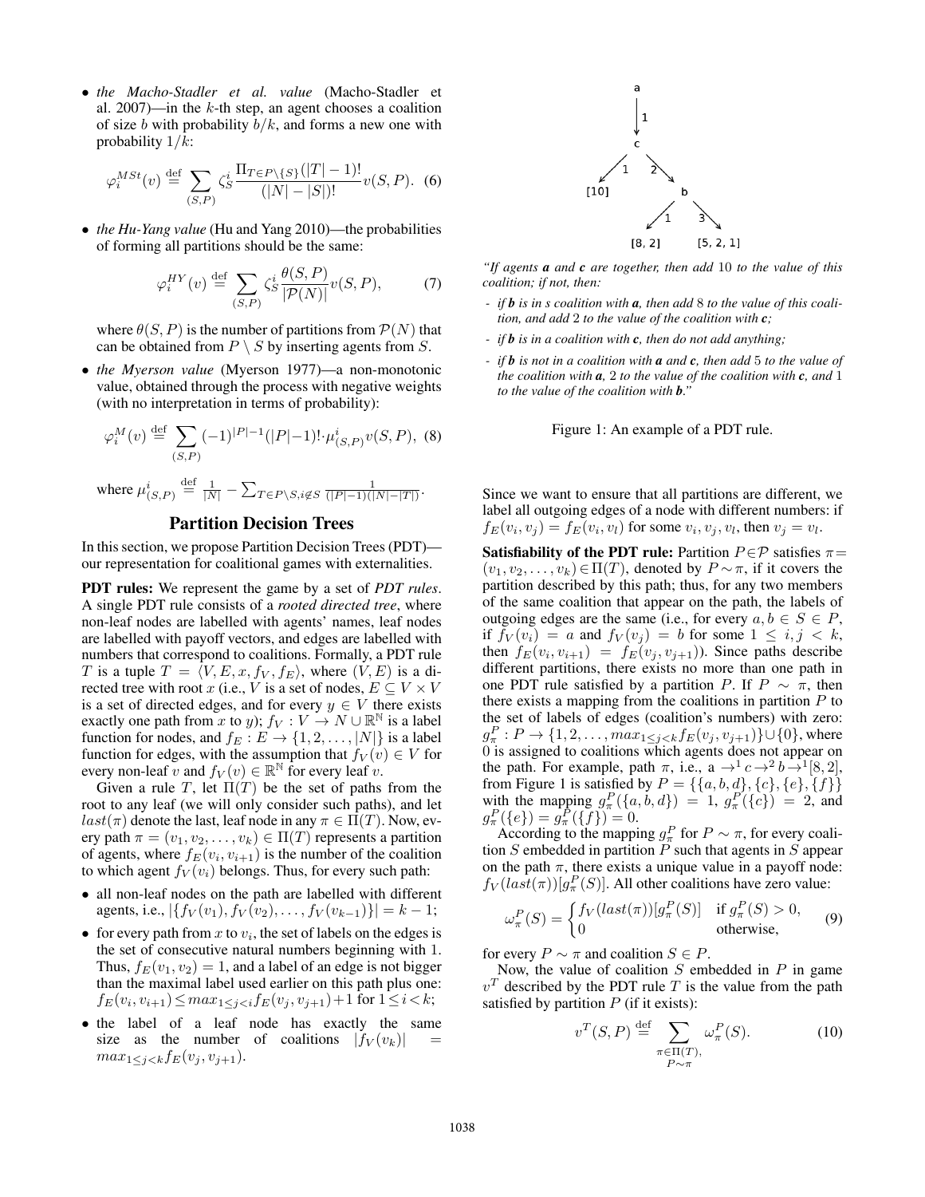- *the Macho-Stadler et al. value* (Macho-Stadler et al. 2007)—in the $k$-th step, an agent chooses a coalition of size $b$ with probability $b/k$, and forms a new one with probability $1/k$:

$$\varphi_i^{MSt}(v) \stackrel{\text{def}}{=} \sum_{(S,P)} \zeta_S^i \frac{\Pi_{T \in P \setminus \{S\}}(|T|-1)!}{(|N|-|S|)!} v(S,P). \quad (6)$$

- *the Hu-Yang value* (Hu and Yang 2010)—the probabilities of forming all partitions should be the same:

$$\varphi_i^{HY}(v) \stackrel{\text{def}}{=} \sum_{(S,P)} \zeta_S^i \frac{\theta(S,P)}{|\mathcal{P}(N)|} v(S,P), \quad (7)$$

where $\theta(S,P)$ is the number of partitions from $\mathcal{P}(N)$ that can be obtained from $P \setminus S$ by inserting agents from $S$.

- *the Myerson value* (Myerson 1977)—a non-monotonic value, obtained through the process with negative weights (with no interpretation in terms of probability):

$$\varphi_i^{M}(v) \stackrel{\text{def}}{=} \sum_{(S,P)} (-1)^{|P|-1}(|P|-1)! \cdot \mu^i_{(S,P)} v(S,P), \quad (8)$$

where $\mu^i_{(S,P)} \stackrel{\text{def}}{=} \frac{1}{|N|} - \sum_{T \in P \setminus S, i \notin S} \frac{1}{(|P|-1)(|N|-|T|)}$.

## Partition Decision Trees

In this section, we propose Partition Decision Trees (PDT)—our representation for coalitional games with externalities.

**PDT rules:** We represent the game by a set of *PDT rules*. A single PDT rule consists of a *rooted directed tree*, where non-leaf nodes are labelled with agents' names, leaf nodes are labelled with payoff vectors, and edges are labelled with numbers that correspond to coalitions. Formally, a PDT rule $T$ is a tuple $T = \langle V, E, x, f_V, f_E \rangle$, where $(V, E)$ is a directed tree with root $x$ (i.e., $V$ is a set of nodes, $E \subseteq V \times V$ is a set of directed edges, and for every $y \in V$ there exists exactly one path from $x$ to $y$); $f_V : V \to N \cup \mathbb{R}^{\mathbb{N}}$ is a label function for nodes, and $f_E : E \to \{1, 2, \dots, |N|\}$ is a label function for edges, with the assumption that $f_V(v) \in V$ for every non-leaf $v$ and $f_V(v) \in \mathbb{R}^{\mathbb{N}}$ for every leaf $v$.

Given a rule $T$, let $\Pi(T)$ be the set of paths from the root to any leaf (we will only consider such paths), and let $last(\pi)$ denote the last, leaf node in any $\pi \in \Pi(T)$. Now, every path $\pi = (v_1, v_2, \dots, v_k) \in \Pi(T)$ represents a partition of agents, where $f_E(v_i, v_{i+1})$ is the number of the coalition to which agent $f_V(v_i)$ belongs. Thus, for every such path:

- all non-leaf nodes on the path are labelled with different agents, i.e., $|\{f_V(v_1), f_V(v_2), \dots, f_V(v_{k-1})\}| = k - 1$;
- for every path from $x$ to $v_i$, the set of labels on the edges is the set of consecutive natural numbers beginning with 1. Thus, $f_E(v_1, v_2) = 1$, and a label of an edge is not bigger than the maximal label used earlier on this path plus one: $f_E(v_i, v_{i+1}) \leq max_{1 \leq j < i} f_E(v_j, v_{j+1}) + 1$ for $1 \leq i < k$;
- the label of a leaf node has exactly the same size as the number of coalitions $|f_V(v_k)| = max_{1 \leq j < k} f_E(v_j, v_{j+1})$.

*"If agents **a** and **c** are together, then add 10 to the value of this coalition; if not, then:*

- *if **b** is in s coalition with **a**, then add 8 to the value of this coalition, and add 2 to the value of the coalition with **c**;*
- *if **b** is in a coalition with **c**, then do not add anything;*
- *if **b** is not in a coalition with **a** and **c**, then add 5 to the value of the coalition with **a**, 2 to the value of the coalition with **c**, and 1 to the value of the coalition with **b**."*

Figure 1: An example of a PDT rule.

Since we want to ensure that all partitions are different, we label all outgoing edges of a node with different numbers: if $f_E(v_i, v_j) = f_E(v_i, v_l)$ for some $v_i, v_j, v_l$, then $v_j = v_l$.

**Satisfiability of the PDT rule:** Partition $P \in \mathcal{P}$ satisfies $\pi = (v_1, v_2, \dots, v_k) \in \Pi(T)$, denoted by $P \sim \pi$, if it covers the partition described by this path; thus, for any two members of the same coalition that appear on the path, the labels of outgoing edges are the same (i.e., for every $a, b \in S \in P$, if $f_V(v_i) = a$ and $f_V(v_j) = b$ for some $1 \leq i, j < k$, then $f_E(v_i, v_{i+1}) = f_E(v_j, v_{j+1})$). Since paths describe different partitions, there exists no more than one path in one PDT rule satisfied by a partition $P$. If $P \sim \pi$, then there exists a mapping from the coalitions in partition $P$ to the set of labels of edges (coalition's numbers) with zero: $g_\pi^P : P \to \{1, 2, \dots, max_{1 \leq j < k} f_E(v_j, v_{j+1})\} \cup \{0\}$, where 0 is assigned to coalitions which agents does not appear on the path. For example, path $\pi$, i.e., $a \to^1 c \to^2 b \to^1 [8, 2]$, from Figure 1 is satisfied by $P = \{\{a, b, d\}, \{c\}, \{e\}, \{f\}\}$ with the mapping $g_\pi^P(\{a, b, d\}) = 1$, $g_\pi^P(\{c\}) = 2$, and $g_\pi^P(\{e\}) = g_\pi^P(\{f\}) = 0$.

According to the mapping $g_\pi^P$ for $P \sim \pi$, for every coalition $S$ embedded in partition $P$ such that agents in $S$ appear on the path $\pi$, there exists a unique value in a payoff node: $f_V(last(\pi))[g_\pi^P(S)]$. All other coalitions have zero value:

$$\omega_\pi^P(S) = \begin{cases} f_V(last(\pi))[g_\pi^P(S)] & \text{if } g_\pi^P(S) > 0, \\ 0 & \text{otherwise,} \end{cases} \quad (9)$$

for every $P \sim \pi$ and coalition $S \in P$.

Now, the value of coalition $S$ embedded in $P$ in game $v^T$ described by the PDT rule $T$ is the value from the path satisfied by partition $P$ (if it exists):

$$v^T(S,P) \stackrel{\text{def}}{=} \sum_{\substack{\pi \in \Pi(T), \\ P \sim \pi}} \omega_\pi^P(S). \quad (10)$$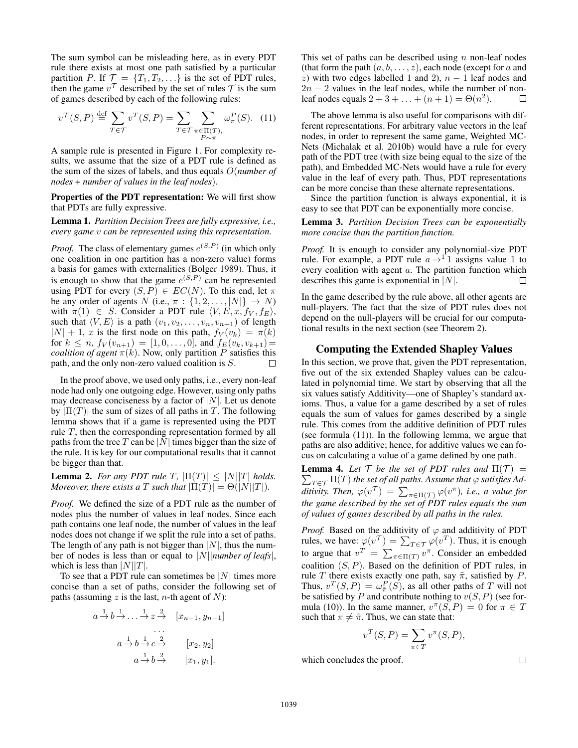The sum symbol can be misleading here, as in every PDT rule there exists at most one path satisfied by a particular partition $P$. If $\mathcal{T} = \{T_1, T_2, \ldots\}$ is the set of PDT rules, then the game $v^{\mathcal{T}}$ described by the set of rules $\mathcal{T}$ is the sum of games described by each of the following rules:

$$v^{\mathcal{T}}(S,P) \stackrel{\text{def}}{=} \sum_{T \in \mathcal{T}} v^T(S,P) = \sum_{T \in \mathcal{T}} \sum_{\substack{\pi \in \Pi(T), \\ P \sim \pi}} \omega_\pi^P(S). \quad (11)$$

A sample rule is presented in Figure 1. For complexity results, we assume that the size of a PDT rule is defined as the sum of the sizes of labels, and thus equals $O$(*number of nodes + number of values in the leaf nodes*).

**Properties of the PDT representation:** We will first show that PDTs are fully expressive.

**Lemma 1.** *Partition Decision Trees are fully expressive, i.e., every game $v$ can be represented using this representation.*

*Proof.* The class of elementary games $e^{(S,P)}$ (in which only one coalition in one partition has a non-zero value) forms a basis for games with externalities (Bolger 1989). Thus, it is enough to show that the game $e^{(S,P)}$ can be represented using PDT for every $(S,P) \in EC(N)$. To this end, let $\pi$ be any order of agents $N$ (i.e., $\pi : \{1, 2, \ldots, |N|\} \to N$) with $\pi(1) \in S$. Consider a PDT rule $\langle V, E, x, f_V, f_E \rangle$, such that $\langle V, E \rangle$ is a path $(v_1, v_2, \ldots, v_n, v_{n+1})$ of length $|N| + 1$, $x$ is the first node on this path, $f_V(v_k) = \pi(k)$ for $k \leq n$, $f_V(v_{n+1}) = [1, 0, \ldots, 0]$, and $f_E(v_k, v_{k+1}) =$ *coalition of agent* $\pi(k)$. Now, only partition $P$ satisfies this path, and the only non-zero valued coalition is $S$. $\square$

In the proof above, we used only paths, i.e., every non-leaf node had only one outgoing edge. However, using only paths may decrease conciseness by a factor of $|N|$. Let us denote by $|\Pi(T)|$ the sum of sizes of all paths in $T$. The following lemma shows that if a game is represented using the PDT rule $T$, then the corresponding representation formed by all paths from the tree $T$ can be $|N|$ times bigger than the size of the rule. It is key for our computational results that it cannot be bigger than that.

**Lemma 2.** *For any PDT rule $T$, $|\Pi(T)| \leq |N||T|$ holds. Moreover, there exists a $T$ such that $|\Pi(T)| = \Theta(|N||T|)$.*

*Proof.* We defined the size of a PDT rule as the number of nodes plus the number of values in leaf nodes. Since each path contains one leaf node, the number of values in the leaf nodes does not change if we split the rule into a set of paths. The length of any path is not bigger than $|N|$, thus the number of nodes is less than or equal to $|N||$*number of leafs*$|$, which is less than $|N||T|$.

To see that a PDT rule can sometimes be $|N|$ times more concise than a set of paths, consider the following set of paths (assuming $z$ is the last, $n$-th agent of $N$):

$$a \xrightarrow{1} b \xrightarrow{1} \ldots \xrightarrow{1} z \xrightarrow{2} \quad [x_{n-1}, y_{n-1}]$$
$$\ldots$$
$$a \xrightarrow{1} b \xrightarrow{1} c \xrightarrow{2} \qquad [x_2, y_2]$$
$$a \xrightarrow{1} b \xrightarrow{2} \qquad [x_1, y_1].$$

This set of paths can be described using $n$ non-leaf nodes (that form the path $(a, b, \ldots, z)$, each node (except for $a$ and $z$) with two edges labelled 1 and 2), $n - 1$ leaf nodes and $2n - 2$ values in the leaf nodes, while the number of non-leaf nodes equals $2 + 3 + \ldots + (n + 1) = \Theta(n^2)$. $\square$

The above lemma is also useful for comparisons with different representations. For arbitrary value vectors in the leaf nodes, in order to represent the same game, Weighted MC-Nets (Michalak et al. 2010b) would have a rule for every path of the PDT tree (with size being equal to the size of the path), and Embedded MC-Nets would have a rule for every value in the leaf of every path. Thus, PDT representations can be more concise than these alternate representations.

Since the partition function is always exponential, it is easy to see that PDT can be exponentially more concise.

**Lemma 3.** *Partition Decision Trees can be exponentially more concise than the partition function.*

*Proof.* It is enough to consider any polynomial-size PDT rule. For example, a PDT rule $a \to^1 1$ assigns value 1 to every coalition with agent $a$. The partition function which describes this game is exponential in $|N|$. $\square$

In the game described by the rule above, all other agents are null-players. The fact that the size of PDT rules does not depend on the null-players will be crucial for our computational results in the next section (see Theorem 2).

## Computing the Extended Shapley Values

In this section, we prove that, given the PDT representation, five out of the six extended Shapley values can be calculated in polynomial time. We start by observing that all the six values satisfy Additivity—one of Shapley's standard axioms. Thus, a value for a game described by a set of rules equals the sum of values for games described by a single rule. This comes from the additive definition of PDT rules (see formula (11)). In the following lemma, we argue that paths are also additive; hence, for additive values we can focus on calculating a value of a game defined by one path.

**Lemma 4.** *Let $\mathcal{T}$ be the set of PDT rules and $\Pi(\mathcal{T}) = \sum_{T \in \mathcal{T}} \Pi(T)$ the set of all paths. Assume that $\varphi$ satisfies Additivity. Then, $\varphi(v^{\mathcal{T}}) = \sum_{\pi \in \Pi(\mathcal{T})} \varphi(v^\pi)$, i.e., a value for the game described by the set of PDT rules equals the sum of values of games described by all paths in the rules.*

*Proof.* Based on the additivity of $\varphi$ and additivity of PDT rules, we have: $\varphi(v^{\mathcal{T}}) = \sum_{T \in \mathcal{T}} \varphi(v^T)$. Thus, it is enough to argue that $v^T = \sum_{\pi \in \Pi(T)} v^\pi$. Consider an embedded coalition $(S, P)$. Based on the definition of PDT rules, in rule $T$ there exists exactly one path, say $\tilde{\pi}$, satisfied by $P$. Thus, $v^T(S, P) = \omega_{\tilde{\pi}}^P(S)$, as all other paths of $T$ will not be satisfied by $P$ and contribute nothing to $v(S, P)$ (see formula (10)). In the same manner, $v^\pi(S, P) = 0$ for $\pi \in T$ such that $\pi \neq \tilde{\pi}$. Thus, we can state that:

$$v^T(S,P) = \sum_{\pi \in T} v^\pi(S,P),$$

which concludes the proof. $\square$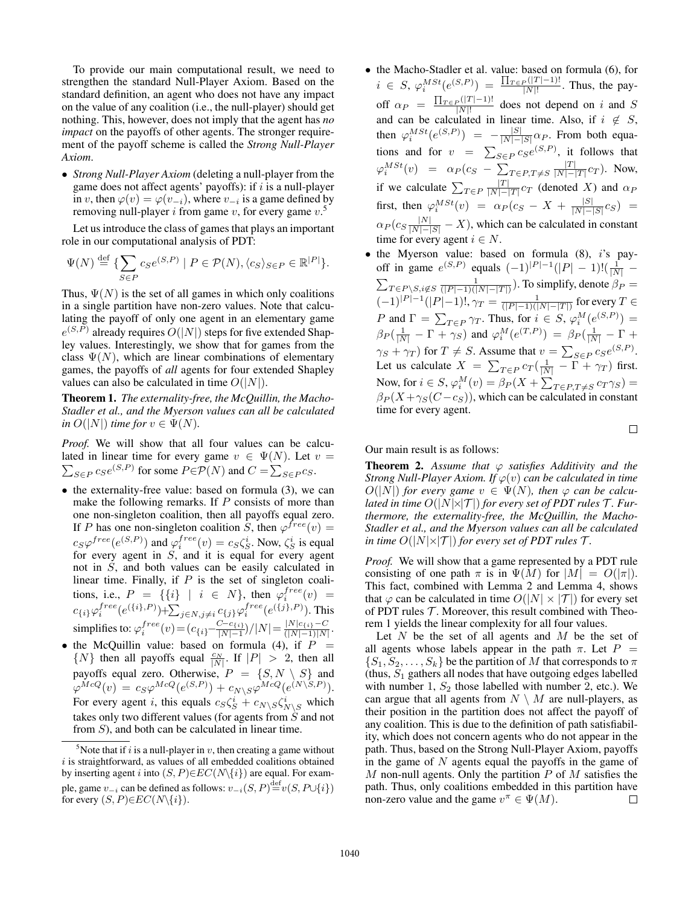To provide our main computational result, we need to strengthen the standard Null-Player Axiom. Based on the standard definition, an agent who does not have any impact on the value of any coalition (i.e., the null-player) should get nothing. This, however, does not imply that the agent has *no impact* on the payoffs of other agents. The stronger requirement of the payoff scheme is called the *Strong Null-Player Axiom*.

- *Strong Null-Player Axiom* (deleting a null-player from the game does not affect agents' payoffs): if $i$ is a null-player in $v$, then $\varphi(v) = \varphi(v_{-i})$, where $v_{-i}$ is a game defined by removing null-player $i$ from game $v$, for every game $v$.[5]

Let us introduce the class of games that plays an important role in our computational analysis of PDT:

$$\Psi(N) \stackrel{\text{def}}{=} \{\sum_{S \in P} c_S e^{(S,P)} \mid P \in \mathcal{P}(N), \langle c_S \rangle_{S \in P} \in \mathbb{R}^{|P|}\}.$$

Thus, $\Psi(N)$ is the set of all games in which only coalitions in a single partition have non-zero values. Note that calculating the payoff of only one agent in an elementary game $e^{(S,P)}$ already requires $O(|N|)$ steps for five extended Shapley values. Interestingly, we show that for games from the class $\Psi(N)$, which are linear combinations of elementary games, the payoffs of *all* agents for four extended Shapley values can also be calculated in time $O(|N|)$.

**Theorem 1.** *The externality-free, the McQuillin, the Macho-Stadler et al., and the Myerson values can all be calculated in $O(|N|)$ time for $v \in \Psi(N)$.*

*Proof.* We will show that all four values can be calculated in linear time for every game $v \in \Psi(N)$. Let $v = \sum_{S \in P} c_S e^{(S,P)}$ for some $P \in \mathcal{P}(N)$ and $C = \sum_{S \in P} c_S$.

- the externality-free value: based on formula (3), we can make the following remarks. If $P$ consists of more than one non-singleton coalition, then all payoffs equal zero. If $P$ has one non-singleton coalition $S$, then $\varphi^{free}(v) = c_S \varphi^{free}(e^{(S,P)})$ and $\varphi_i^{free}(v) = c_S \zeta_S^i$. Now, $\zeta_S^i$ is equal for every agent in $S$, and it is equal for every agent not in $S$, and both values can be easily calculated in linear time. Finally, if $P$ is the set of singleton coalitions, i.e., $P = \{\{i\} \mid i \in N\}$, then $\varphi_i^{free}(v) = c_{\{i\}} \varphi_i^{free}(e^{(\{i\},P)}) + \sum_{j \in N, j \neq i} c_{\{j\}} \varphi_i^{free}(e^{(\{j\},P)})$. This simplifies to: $\varphi_i^{free}(v) = (c_{\{i\}} - \frac{C - c_{\{i\}}}{|N|-1})/|N| = \frac{|N| c_{\{i\}} - C}{(|N|-1)|N|}$.
- the McQuillin value: based on formula (4), if $P = \{N\}$ then all payoffs equal $\frac{c_N}{|N|}$. If $|P| > 2$, then all payoffs equal zero. Otherwise, $P = \{S, N \setminus S\}$ and $\varphi^{McQ}(v) = c_S \varphi^{McQ}(e^{(S,P)}) + c_{N \setminus S} \varphi^{McQ}(e^{(N \setminus S, P)})$. For every agent $i$, this equals $c_S \zeta_S^i + c_{N \setminus S} \zeta_{N \setminus S}^i$ which takes only two different values (for agents from $S$ and not from $S$), and both can be calculated in linear time.
- the Macho-Stadler et al. value: based on formula (6), for $i \in S$, $\varphi_i^{MSt}(e^{(S,P)}) = \frac{\prod_{T \in P}(|T|-1)!}{|N|!}$. Thus, the payoff $\alpha_P = \frac{\prod_{T \in P}(|T|-1)!}{|N|!}$ does not depend on $i$ and $S$ and can be calculated in linear time. Also, if $i \notin S$, then $\varphi_i^{MSt}(e^{(S,P)}) = -\frac{|S|}{|N|-|S|}\alpha_P$. From both equations and for $v = \sum_{S \in P} c_S e^{(S,P)}$, it follows that $\varphi_i^{MSt}(v) = \alpha_P(c_S - \sum_{T \in P, T \neq S} \frac{|T|}{|N|-|T|} c_T)$. Now, if we calculate $\sum_{T \in P} \frac{|T|}{|N|-|T|} c_T$ (denoted $X$) and $\alpha_P$ first, then $\varphi_i^{MSt}(v) = \alpha_P(c_S - X + \frac{|S|}{|N|-|S|} c_S) = \alpha_P(c_S \frac{|N|}{|N|-|S|} - X)$, which can be calculated in constant time for every agent $i \in N$.
- the Myerson value: based on formula (8), $i$'s payoff in game $e^{(S,P)}$ equals $(-1)^{|P|-1}(|P|-1)!(\frac{1}{|N|} - \sum_{T \in P \setminus S, i \notin S} \frac{1}{(|P|-1)(|N|-|T|)})$. To simplify, denote $\beta_P = (-1)^{|P|-1}(|P|-1)!, \gamma_T = \frac{1}{(|P|-1)(|N|-|T|)}$ for every $T \in P$ and $\Gamma = \sum_{T \in P} \gamma_T$. Thus, for $i \in S$, $\varphi_i^M(e^{(S,P)}) = \beta_P(\frac{1}{|N|} - \Gamma + \gamma_S)$ and $\varphi_i^M(e^{(T,P)}) = \beta_P(\frac{1}{|N|} - \Gamma + \gamma_S + \gamma_T)$ for $T \neq S$. Assume that $v = \sum_{S \in P} c_S e^{(S,P)}$. Let us calculate $X = \sum_{T \in P} c_T(\frac{1}{|N|} - \Gamma + \gamma_T)$ first. Now, for $i \in S$, $\varphi_i^M(v) = \beta_P(X + \sum_{T \in P, T \neq S} c_T \gamma_S) = \beta_P(X + \gamma_S(C - c_S))$, which can be calculated in constant time for every agent.

□

Our main result is as follows:

**Theorem 2.** *Assume that $\varphi$ satisfies Additivity and the Strong Null-Player Axiom. If $\varphi(v)$ can be calculated in time $O(|N|)$ for every game $v \in \Psi(N)$, then $\varphi$ can be calculated in time $O(|N| \times |\mathcal{T}|)$ for every set of PDT rules $\mathcal{T}$. Furthermore, the externality-free, the McQuillin, the Macho-Stadler et al., and the Myerson values can all be calculated in time $O(|N| \times |\mathcal{T}|)$ for every set of PDT rules $\mathcal{T}$.*

*Proof.* We will show that a game represented by a PDT rule consisting of one path $\pi$ is in $\Psi(M)$ for $|M| = O(|\pi|)$. This fact, combined with Lemma 2 and Lemma 4, shows that $\varphi$ can be calculated in time $O(|N| \times |\mathcal{T}|)$ for every set of PDT rules $\mathcal{T}$. Moreover, this result combined with Theorem 1 yields the linear complexity for all four values.

Let $N$ be the set of all agents and $M$ be the set of all agents whose labels appear in the path $\pi$. Let $P = \{S_1, S_2, \ldots, S_k\}$ be the partition of $M$ that corresponds to $\pi$ (thus, $S_1$ gathers all nodes that have outgoing edges labelled with number 1, $S_2$ those labelled with number 2, etc.). We can argue that all agents from $N \setminus M$ are null-players, as their position in the partition does not affect the payoff of any coalition. This is due to the definition of path satisfiability, which does not concern agents who do not appear in the path. Thus, based on the Strong Null-Player Axiom, payoffs in the game of $N$ agents equal the payoffs in the game of $M$ non-null agents. Only the partition $P$ of $M$ satisfies the path. Thus, only coalitions embedded in this partition have non-zero value and the game $v^\pi \in \Psi(M)$. □

[5] Note that if $i$ is a null-player in $v$, then creating a game without $i$ is straightforward, as values of all embedded coalitions obtained by inserting agent $i$ into $(S,P) \in EC(N \setminus \{i\})$ are equal. For example, game $v_{-i}$ can be defined as follows: $v_{-i}(S,P) \stackrel{\text{def}}{=} v(S, P \cup \{i\})$ for every $(S,P) \in EC(N \setminus \{i\})$.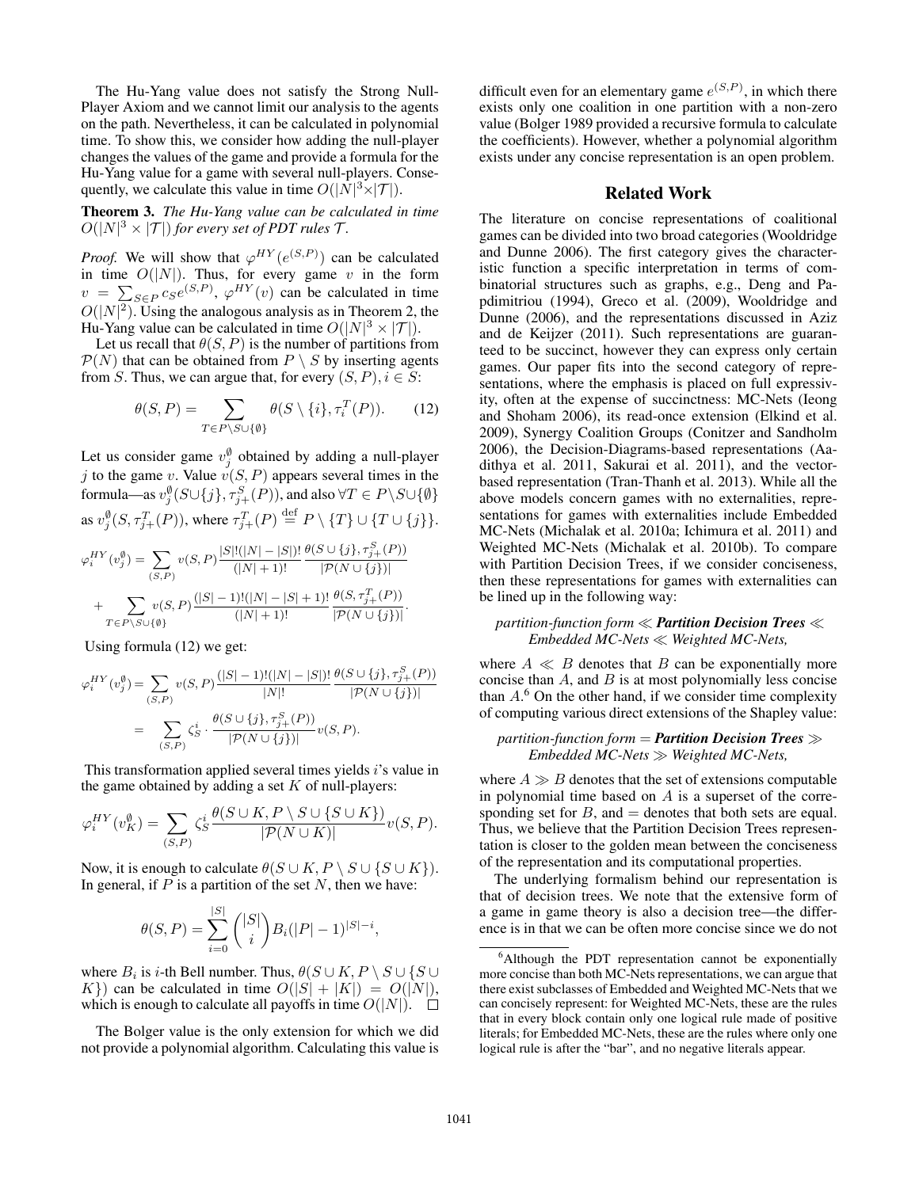The Hu-Yang value does not satisfy the Strong Null-Player Axiom and we cannot limit our analysis to the agents on the path. Nevertheless, it can be calculated in polynomial time. To show this, we consider how adding the null-player changes the values of the game and provide a formula for the Hu-Yang value for a game with several null-players. Consequently, we calculate this value in time $O(|N|^3 \times |\mathcal{T}|)$.

**Theorem 3.** *The Hu-Yang value can be calculated in time $O(|N|^3 \times |\mathcal{T}|)$ for every set of PDT rules $\mathcal{T}$.*

*Proof.* We will show that $\varphi^{HY}(e^{(S,P)})$ can be calculated in time $O(|N|)$. Thus, for every game $v$ in the form $v = \sum_{S \in P} c_S e^{(S,P)}$, $\varphi^{HY}(v)$ can be calculated in time $O(|N|^2)$. Using the analogous analysis as in Theorem 2, the Hu-Yang value can be calculated in time $O(|N|^3 \times |\mathcal{T}|)$.

Let us recall that $\theta(S,P)$ is the number of partitions from $\mathcal{P}(N)$ that can be obtained from $P \setminus S$ by inserting agents from $S$. Thus, we can argue that, for every $(S,P), i \in S$:

$$\theta(S,P) = \sum_{T \in P \setminus S \cup \{\emptyset\}} \theta(S \setminus \{i\}, \tau_i^T(P)). \qquad (12)$$

Let us consider game $v_j^{\emptyset}$ obtained by adding a null-player $j$ to the game $v$. Value $v(S,P)$ appears several times in the formula—as $v_j^{\emptyset}(S \cup \{j\}, \tau_{j+}^S(P))$, and also $\forall T \in P \setminus S \cup \{\emptyset\}$ as $v_j^{\emptyset}(S, \tau_{j+}^T(P))$, where $\tau_{j+}^T(P) \stackrel{\text{def}}{=} P \setminus \{T\} \cup \{T \cup \{j\}\}$.

$$\varphi_i^{HY}(v_j^{\emptyset}) = \sum_{(S,P)} v(S,P) \frac{|S|!(|N|-|S|)!}{(|N|+1)!} \frac{\theta(S \cup \{j\}, \tau_{j+}^S(P))}{|\mathcal{P}(N \cup \{j\})|}$$
$$+ \sum_{T \in P \setminus S \cup \{\emptyset\}} v(S,P) \frac{(|S|-1)!(|N|-|S|+1)!}{(|N|+1)!} \frac{\theta(S, \tau_{j+}^T(P))}{|\mathcal{P}(N \cup \{j\})|}.$$

Using formula (12) we get:

$$\varphi_i^{HY}(v_j^{\emptyset}) = \sum_{(S,P)} v(S,P) \frac{(|S|-1)!(|N|-|S|)!}{|N|!} \frac{\theta(S \cup \{j\}, \tau_{j+}^S(P))}{|\mathcal{P}(N \cup \{j\})|}$$
$$= \sum_{(S,P)} \zeta_S^i \cdot \frac{\theta(S \cup \{j\}, \tau_{j+}^S(P))}{|\mathcal{P}(N \cup \{j\})|} v(S,P).$$

This transformation applied several times yields $i$'s value in the game obtained by adding a set $K$ of null-players:

$$\varphi_i^{HY}(v_K^{\emptyset}) = \sum_{(S,P)} \zeta_S^i \frac{\theta(S \cup K, P \setminus S \cup \{S \cup K\})}{|\mathcal{P}(N \cup K)|} v(S,P).$$

Now, it is enough to calculate $\theta(S \cup K, P \setminus S \cup \{S \cup K\})$. In general, if $P$ is a partition of the set $N$, then we have:

$$\theta(S,P) = \sum_{i=0}^{|S|} \binom{|S|}{i} B_i (|P|-1)^{|S|-i},$$

where $B_i$ is $i$-th Bell number. Thus, $\theta(S \cup K, P \setminus S \cup \{S \cup K\})$ can be calculated in time $O(|S| + |K|) = O(|N|)$, which is enough to calculate all payoffs in time $O(|N|)$. $\square$

The Bolger value is the only extension for which we did not provide a polynomial algorithm. Calculating this value is difficult even for an elementary game $e^{(S,P)}$, in which there exists only one coalition in one partition with a non-zero value (Bolger 1989 provided a recursive formula to calculate the coefficients). However, whether a polynomial algorithm exists under any concise representation is an open problem.

## Related Work

The literature on concise representations of coalitional games can be divided into two broad categories (Wooldridge and Dunne 2006). The first category gives the characteristic function a specific interpretation in terms of combinatorial structures such as graphs, e.g., Deng and Papdimitriou (1994), Greco et al. (2009), Wooldridge and Dunne (2006), and the representations discussed in Aziz and de Keijzer (2011). Such representations are guaranteed to be succinct, however they can express only certain games. Our paper fits into the second category of representations, where the emphasis is placed on full expressivity, often at the expense of succinctness: MC-Nets (Ieong and Shoham 2006), its read-once extension (Elkind et al. 2009), Synergy Coalition Groups (Conitzer and Sandholm 2006), the Decision-Diagrams-based representations (Aadithya et al. 2011, Sakurai et al. 2011), and the vector-based representation (Tran-Thanh et al. 2013). While all the above models concern games with no externalities, representations for games with externalities include Embedded MC-Nets (Michalak et al. 2010a; Ichimura et al. 2011) and Weighted MC-Nets (Michalak et al. 2010b). To compare with Partition Decision Trees, if we consider conciseness, then these representations for games with externalities can be lined up in the following way:

*partition-function form* $\ll$ ***Partition Decision Trees*** $\ll$ *Embedded MC-Nets* $\ll$ *Weighted MC-Nets,*

where $A \ll B$ denotes that $B$ can be exponentially more concise than $A$, and $B$ is at most polynomially less concise than $A$.[6] On the other hand, if we consider time complexity of computing various direct extensions of the Shapley value:

*partition-function form* $=$ ***Partition Decision Trees*** $\gg$ *Embedded MC-Nets* $\gg$ *Weighted MC-Nets,*

where $A \gg B$ denotes that the set of extensions computable in polynomial time based on $A$ is a superset of the corresponding set for $B$, and $=$ denotes that both sets are equal. Thus, we believe that the Partition Decision Trees representation is closer to the golden mean between the conciseness of the representation and its computational properties.

The underlying formalism behind our representation is that of decision trees. We note that the extensive form of a game in game theory is also a decision tree—the difference is in that we can be often more concise since we do not

[6] Although the PDT representation cannot be exponentially more concise than both MC-Nets representations, we can argue that there exist subclasses of Embedded and Weighted MC-Nets that we can concisely represent: for Weighted MC-Nets, these are the rules that in every block contain only one logical rule made of positive literals; for Embedded MC-Nets, these are the rules where only one logical rule is after the "bar", and no negative literals appear.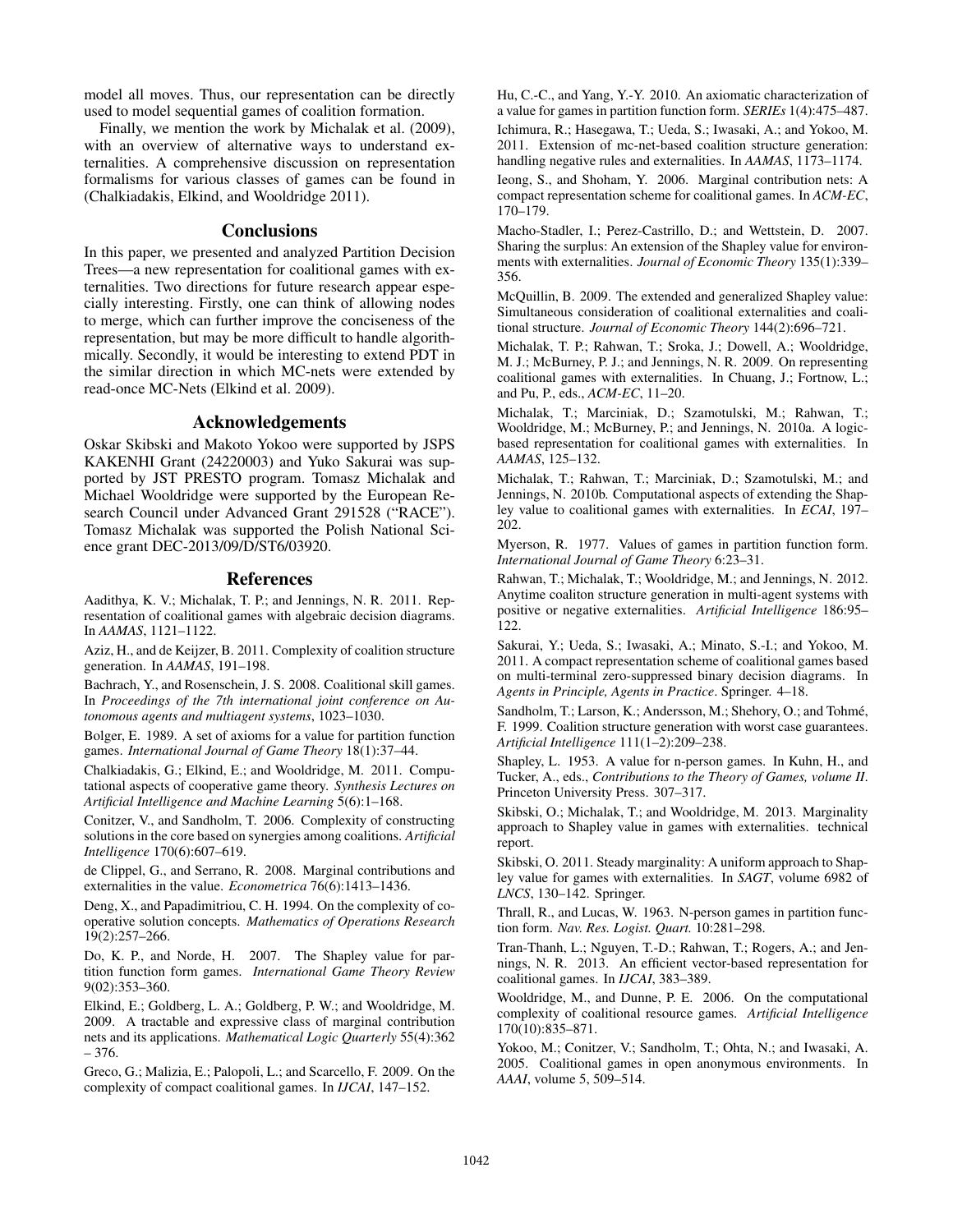model all moves. Thus, our representation can be directly used to model sequential games of coalition formation.

Finally, we mention the work by Michalak et al. (2009), with an overview of alternative ways to understand externalities. A comprehensive discussion on representation formalisms for various classes of games can be found in (Chalkiadakis, Elkind, and Wooldridge 2011).

## Conclusions

In this paper, we presented and analyzed Partition Decision Trees—a new representation for coalitional games with externalities. Two directions for future research appear especially interesting. Firstly, one can think of allowing nodes to merge, which can further improve the conciseness of the representation, but may be more difficult to handle algorithmically. Secondly, it would be interesting to extend PDT in the similar direction in which MC-nets were extended by read-once MC-Nets (Elkind et al. 2009).

## Acknowledgements

Oskar Skibski and Makoto Yokoo were supported by JSPS KAKENHI Grant (24220003) and Yuko Sakurai was supported by JST PRESTO program. Tomasz Michalak and Michael Wooldridge were supported by the European Research Council under Advanced Grant 291528 ("RACE"). Tomasz Michalak was supported the Polish National Science grant DEC-2013/09/D/ST6/03920.

## References

Aadithya, K. V.; Michalak, T. P.; and Jennings, N. R. 2011. Representation of coalitional games with algebraic decision diagrams. In *AAMAS*, 1121–1122.

Aziz, H., and de Keijzer, B. 2011. Complexity of coalition structure generation. In *AAMAS*, 191–198.

Bachrach, Y., and Rosenschein, J. S. 2008. Coalitional skill games. In *Proceedings of the 7th international joint conference on Autonomous agents and multiagent systems*, 1023–1030.

Bolger, E. 1989. A set of axioms for a value for partition function games. *International Journal of Game Theory* 18(1):37–44.

Chalkiadakis, G.; Elkind, E.; and Wooldridge, M. 2011. Computational aspects of cooperative game theory. *Synthesis Lectures on Artificial Intelligence and Machine Learning* 5(6):1–168.

Conitzer, V., and Sandholm, T. 2006. Complexity of constructing solutions in the core based on synergies among coalitions. *Artificial Intelligence* 170(6):607–619.

de Clippel, G., and Serrano, R. 2008. Marginal contributions and externalities in the value. *Econometrica* 76(6):1413–1436.

Deng, X., and Papadimitriou, C. H. 1994. On the complexity of cooperative solution concepts. *Mathematics of Operations Research* 19(2):257–266.

Do, K. P., and Norde, H. 2007. The Shapley value for partition function form games. *International Game Theory Review* 9(02):353–360.

Elkind, E.; Goldberg, L. A.; Goldberg, P. W.; and Wooldridge, M. 2009. A tractable and expressive class of marginal contribution nets and its applications. *Mathematical Logic Quarterly* 55(4):362 – 376.

Greco, G.; Malizia, E.; Palopoli, L.; and Scarcello, F. 2009. On the complexity of compact coalitional games. In *IJCAI*, 147–152.

Hu, C.-C., and Yang, Y.-Y. 2010. An axiomatic characterization of a value for games in partition function form. *SERIEs* 1(4):475–487.

Ichimura, R.; Hasegawa, T.; Ueda, S.; Iwasaki, A.; and Yokoo, M. 2011. Extension of mc-net-based coalition structure generation: handling negative rules and externalities. In *AAMAS*, 1173–1174.

Ieong, S., and Shoham, Y. 2006. Marginal contribution nets: A compact representation scheme for coalitional games. In *ACM-EC*, 170–179.

Macho-Stadler, I.; Perez-Castrillo, D.; and Wettstein, D. 2007. Sharing the surplus: An extension of the Shapley value for environments with externalities. *Journal of Economic Theory* 135(1):339–356.

McQuillin, B. 2009. The extended and generalized Shapley value: Simultaneous consideration of coalitional externalities and coalitional structure. *Journal of Economic Theory* 144(2):696–721.

Michalak, T. P.; Rahwan, T.; Sroka, J.; Dowell, A.; Wooldridge, M. J.; McBurney, P. J.; and Jennings, N. R. 2009. On representing coalitional games with externalities. In Chuang, J.; Fortnow, L.; and Pu, P., eds., *ACM-EC*, 11–20.

Michalak, T.; Marciniak, D.; Szamotulski, M.; Rahwan, T.; Wooldridge, M.; McBurney, P.; and Jennings, N. 2010a. A logic-based representation for coalitional games with externalities. In *AAMAS*, 125–132.

Michalak, T.; Rahwan, T.; Marciniak, D.; Szamotulski, M.; and Jennings, N. 2010b. Computational aspects of extending the Shapley value to coalitional games with externalities. In *ECAI*, 197–202.

Myerson, R. 1977. Values of games in partition function form. *International Journal of Game Theory* 6:23–31.

Rahwan, T.; Michalak, T.; Wooldridge, M.; and Jennings, N. 2012. Anytime coaliton structure generation in multi-agent systems with positive or negative externalities. *Artificial Intelligence* 186:95–122.

Sakurai, Y.; Ueda, S.; Iwasaki, A.; Minato, S.-I.; and Yokoo, M. 2011. A compact representation scheme of coalitional games based on multi-terminal zero-suppressed binary decision diagrams. In *Agents in Principle, Agents in Practice*. Springer. 4–18.

Sandholm, T.; Larson, K.; Andersson, M.; Shehory, O.; and Tohmé, F. 1999. Coalition structure generation with worst case guarantees. *Artificial Intelligence* 111(1–2):209–238.

Shapley, L. 1953. A value for n-person games. In Kuhn, H., and Tucker, A., eds., *Contributions to the Theory of Games, volume II*. Princeton University Press. 307–317.

Skibski, O.; Michalak, T.; and Wooldridge, M. 2013. Marginality approach to Shapley value in games with externalities. technical report.

Skibski, O. 2011. Steady marginality: A uniform approach to Shapley value for games with externalities. In *SAGT*, volume 6982 of *LNCS*, 130–142. Springer.

Thrall, R., and Lucas, W. 1963. N-person games in partition function form. *Nav. Res. Logist. Quart.* 10:281–298.

Tran-Thanh, L.; Nguyen, T.-D.; Rahwan, T.; Rogers, A.; and Jennings, N. R. 2013. An efficient vector-based representation for coalitional games. In *IJCAI*, 383–389.

Wooldridge, M., and Dunne, P. E. 2006. On the computational complexity of coalitional resource games. *Artificial Intelligence* 170(10):835–871.

Yokoo, M.; Conitzer, V.; Sandholm, T.; Ohta, N.; and Iwasaki, A. 2005. Coalitional games in open anonymous environments. In *AAAI*, volume 5, 509–514.